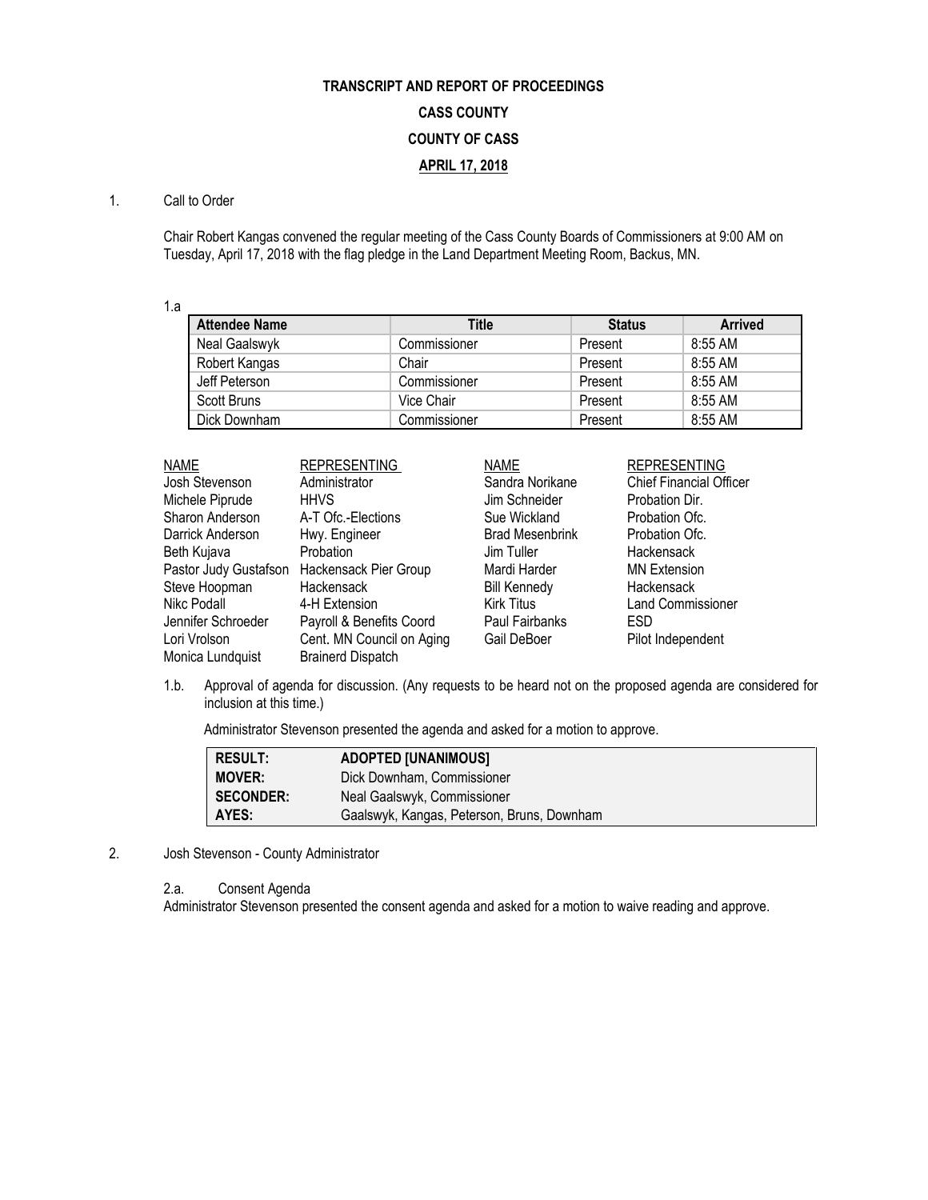**TRANSCRIPT AND REPORT OF PROCEEDINGS**

**CASS COUNTY**

**COUNTY OF CASS**

**APRIL 17, 2018**

1. Call to Order

Chair Robert Kangas convened the regular meeting of the Cass County Boards of Commissioners at 9:00 AM on Tuesday, April 17, 2018 with the flag pledge in the Land Department Meeting Room, Backus, MN.

1.a

| Attendee Name | Title | Status | Arrived |
|---|---|---|---|
| Neal Gaalswyk | Commissioner | Present | 8:55 AM |
| Robert Kangas | Chair | Present | 8:55 AM |
| Jeff Peterson | Commissioner | Present | 8:55 AM |
| Scott Bruns | Vice Chair | Present | 8:55 AM |
| Dick Downham | Commissioner | Present | 8:55 AM |

| NAME | REPRESENTING | NAME | REPRESENTING |
|---|---|---|---|
| Josh Stevenson | Administrator | Sandra Norikane | Chief Financial Officer |
| Michele Piprude | HHVS | Jim Schneider | Probation Dir. |
| Sharon Anderson | A-T Ofc.-Elections | Sue Wickland | Probation Ofc. |
| Darrick Anderson | Hwy. Engineer | Brad Mesenbrink | Probation Ofc. |
| Beth Kujava | Probation | Jim Tuller | Hackensack |
| Pastor Judy Gustafson | Hackensack Pier Group | Mardi Harder | MN Extension |
| Steve Hoopman | Hackensack | Bill Kennedy | Hackensack |
| Nikc Podall | 4-H Extension | Kirk Titus | Land Commissioner |
| Jennifer Schroeder | Payroll & Benefits Coord | Paul Fairbanks | ESD |
| Lori Vrolson | Cent. MN Council on Aging | Gail DeBoer | Pilot Independent |
| Monica Lundquist | Brainerd Dispatch | | |

1.b. Approval of agenda for discussion. (Any requests to be heard not on the proposed agenda are considered for inclusion at this time.)

Administrator Stevenson presented the agenda and asked for a motion to approve.

| | |
|---|---|
| **RESULT:** | **ADOPTED [UNANIMOUS]** |
| **MOVER:** | Dick Downham, Commissioner |
| **SECONDER:** | Neal Gaalswyk, Commissioner |
| **AYES:** | Gaalswyk, Kangas, Peterson, Bruns, Downham |

2. Josh Stevenson - County Administrator

2.a. Consent Agenda

Administrator Stevenson presented the consent agenda and asked for a motion to waive reading and approve.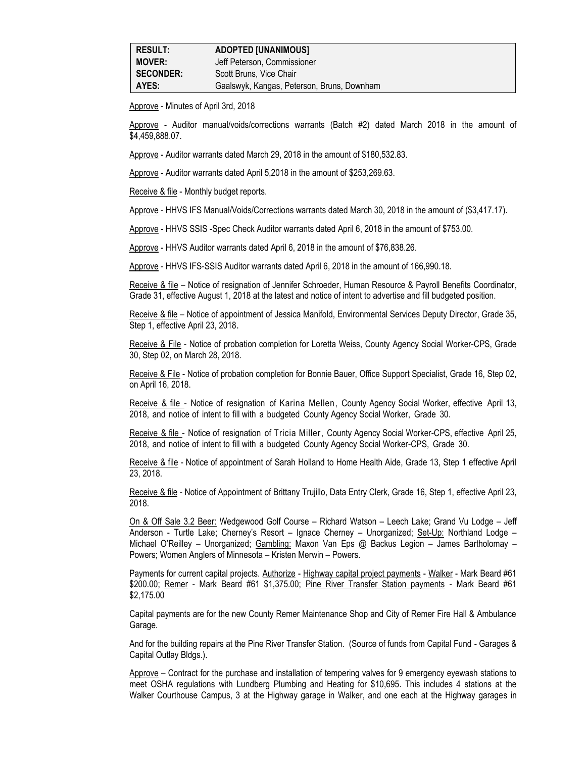| RESULT: | ADOPTED [UNANIMOUS] |
|---|---|
| MOVER: | Jeff Peterson, Commissioner |
| SECONDER: | Scott Bruns, Vice Chair |
| AYES: | Gaalswyk, Kangas, Peterson, Bruns, Downham |

Approve - Minutes of April 3rd, 2018

Approve - Auditor manual/voids/corrections warrants (Batch #2) dated March 2018 in the amount of $4,459,888.07.

Approve - Auditor warrants dated March 29, 2018 in the amount of $180,532.83.

Approve - Auditor warrants dated April 5,2018 in the amount of $253,269.63.

Receive & file - Monthly budget reports.

Approve - HHVS IFS Manual/Voids/Corrections warrants dated March 30, 2018 in the amount of ($3,417.17).

Approve - HHVS SSIS -Spec Check Auditor warrants dated April 6, 2018 in the amount of $753.00.

Approve - HHVS Auditor warrants dated April 6, 2018 in the amount of $76,838.26.

Approve - HHVS IFS-SSIS Auditor warrants dated April 6, 2018 in the amount of 166,990.18.

Receive & file – Notice of resignation of Jennifer Schroeder, Human Resource & Payroll Benefits Coordinator, Grade 31, effective August 1, 2018 at the latest and notice of intent to advertise and fill budgeted position.

Receive & file – Notice of appointment of Jessica Manifold, Environmental Services Deputy Director, Grade 35, Step 1, effective April 23, 2018.

Receive & File - Notice of probation completion for Loretta Weiss, County Agency Social Worker-CPS, Grade 30, Step 02, on March 28, 2018.

Receive & File - Notice of probation completion for Bonnie Bauer, Office Support Specialist, Grade 16, Step 02, on April 16, 2018.

Receive & file - Notice of resignation of Karina Mellen, County Agency Social Worker, effective April 13, 2018, and notice of intent to fill with a budgeted County Agency Social Worker, Grade 30.

Receive & file - Notice of resignation of Tricia Miller, County Agency Social Worker-CPS, effective April 25, 2018, and notice of intent to fill with a budgeted County Agency Social Worker-CPS, Grade 30.

Receive & file - Notice of appointment of Sarah Holland to Home Health Aide, Grade 13, Step 1 effective April 23, 2018.

Receive & file - Notice of Appointment of Brittany Trujillo, Data Entry Clerk, Grade 16, Step 1, effective April 23, 2018.

On & Off Sale 3.2 Beer: Wedgewood Golf Course – Richard Watson – Leech Lake; Grand Vu Lodge – Jeff Anderson - Turtle Lake; Cherney's Resort – Ignace Cherney – Unorganized; Set-Up: Northland Lodge – Michael O'Reilley – Unorganized; Gambling: Maxon Van Eps @ Backus Legion – James Bartholomay – Powers; Women Anglers of Minnesota – Kristen Merwin – Powers.

Payments for current capital projects. Authorize - Highway capital project payments - Walker - Mark Beard #61 $200.00; Remer - Mark Beard #61 $1,375.00; Pine River Transfer Station payments - Mark Beard #61 $2,175.00

Capital payments are for the new County Remer Maintenance Shop and City of Remer Fire Hall & Ambulance Garage.

And for the building repairs at the Pine River Transfer Station. (Source of funds from Capital Fund - Garages & Capital Outlay Bldgs.).

Approve – Contract for the purchase and installation of tempering valves for 9 emergency eyewash stations to meet OSHA regulations with Lundberg Plumbing and Heating for $10,695. This includes 4 stations at the Walker Courthouse Campus, 3 at the Highway garage in Walker, and one each at the Highway garages in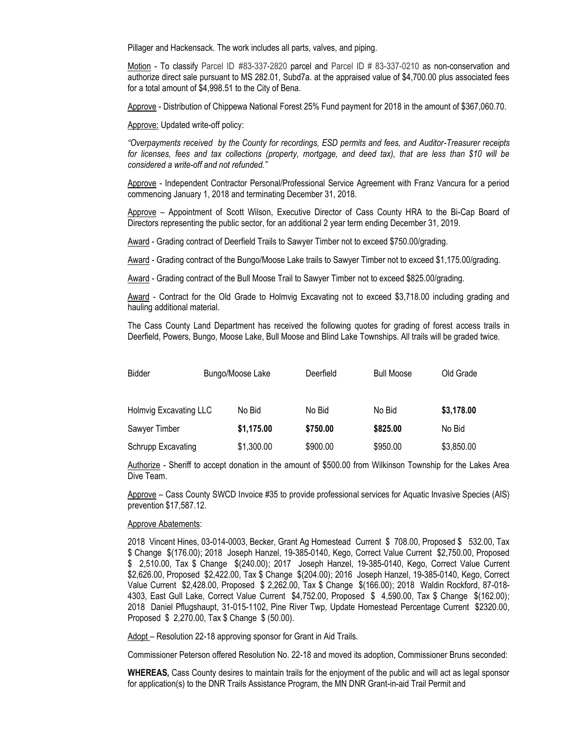Pillager and Hackensack. The work includes all parts, valves, and piping.

Motion - To classify Parcel ID #83-337-2820 parcel and Parcel ID # 83-337-0210 as non-conservation and authorize direct sale pursuant to MS 282.01, Subd7a. at the appraised value of $4,700.00 plus associated fees for a total amount of $4,998.51 to the City of Bena.

Approve - Distribution of Chippewa National Forest 25% Fund payment for 2018 in the amount of $367,060.70.

Approve: Updated write-off policy:

*"Overpayments received by the County for recordings, ESD permits and fees, and Auditor-Treasurer receipts for licenses, fees and tax collections (property, mortgage, and deed tax), that are less than $10 will be considered a write-off and not refunded."*

Approve - Independent Contractor Personal/Professional Service Agreement with Franz Vancura for a period commencing January 1, 2018 and terminating December 31, 2018.

Approve – Appointment of Scott Wilson, Executive Director of Cass County HRA to the Bi-Cap Board of Directors representing the public sector, for an additional 2 year term ending December 31, 2019.

Award - Grading contract of Deerfield Trails to Sawyer Timber not to exceed $750.00/grading.

Award - Grading contract of the Bungo/Moose Lake trails to Sawyer Timber not to exceed $1,175.00/grading.

Award - Grading contract of the Bull Moose Trail to Sawyer Timber not to exceed $825.00/grading.

Award - Contract for the Old Grade to Holmvig Excavating not to exceed $3,718.00 including grading and hauling additional material.

The Cass County Land Department has received the following quotes for grading of forest access trails in Deerfield, Powers, Bungo, Moose Lake, Bull Moose and Blind Lake Townships. All trails will be graded twice.

| Bidder | Bungo/Moose Lake | Deerfield | Bull Moose | Old Grade |
|---|---|---|---|---|
| Holmvig Excavating LLC | No Bid | No Bid | No Bid | **$3,178.00** |
| Sawyer Timber | **$1,175.00** | **$750.00** | **$825.00** | No Bid |
| Schrupp Excavating | $1,300.00 | $900.00 | $950.00 | $3,850.00 |

Authorize - Sheriff to accept donation in the amount of $500.00 from Wilkinson Township for the Lakes Area Dive Team.

Approve – Cass County SWCD Invoice #35 to provide professional services for Aquatic Invasive Species (AIS) prevention $17,587.12.

Approve Abatements:

2018 Vincent Hines, 03-014-0003, Becker, Grant Ag Homestead Current $ 708.00, Proposed $ 532.00, Tax $ Change $(176.00); 2018 Joseph Hanzel, 19-385-0140, Kego, Correct Value Current $2,750.00, Proposed $ 2,510.00, Tax $ Change $(240.00); 2017 Joseph Hanzel, 19-385-0140, Kego, Correct Value Current $2,626.00, Proposed $2,422.00, Tax $ Change $(204.00); 2016 Joseph Hanzel, 19-385-0140, Kego, Correct Value Current $2,428.00, Proposed $ 2,262.00, Tax $ Change $(166.00); 2018 Waldin Rockford, 87-018-4303, East Gull Lake, Correct Value Current $4,752.00, Proposed $ 4,590.00, Tax $ Change $(162.00); 2018 Daniel Pflugshaupt, 31-015-1102, Pine River Twp, Update Homestead Percentage Current $2320.00, Proposed $ 2,270.00, Tax $ Change $ (50.00).

Adopt – Resolution 22-18 approving sponsor for Grant in Aid Trails.

Commissioner Peterson offered Resolution No. 22-18 and moved its adoption, Commissioner Bruns seconded:

**WHEREAS,** Cass County desires to maintain trails for the enjoyment of the public and will act as legal sponsor for application(s) to the DNR Trails Assistance Program, the MN DNR Grant-in-aid Trail Permit and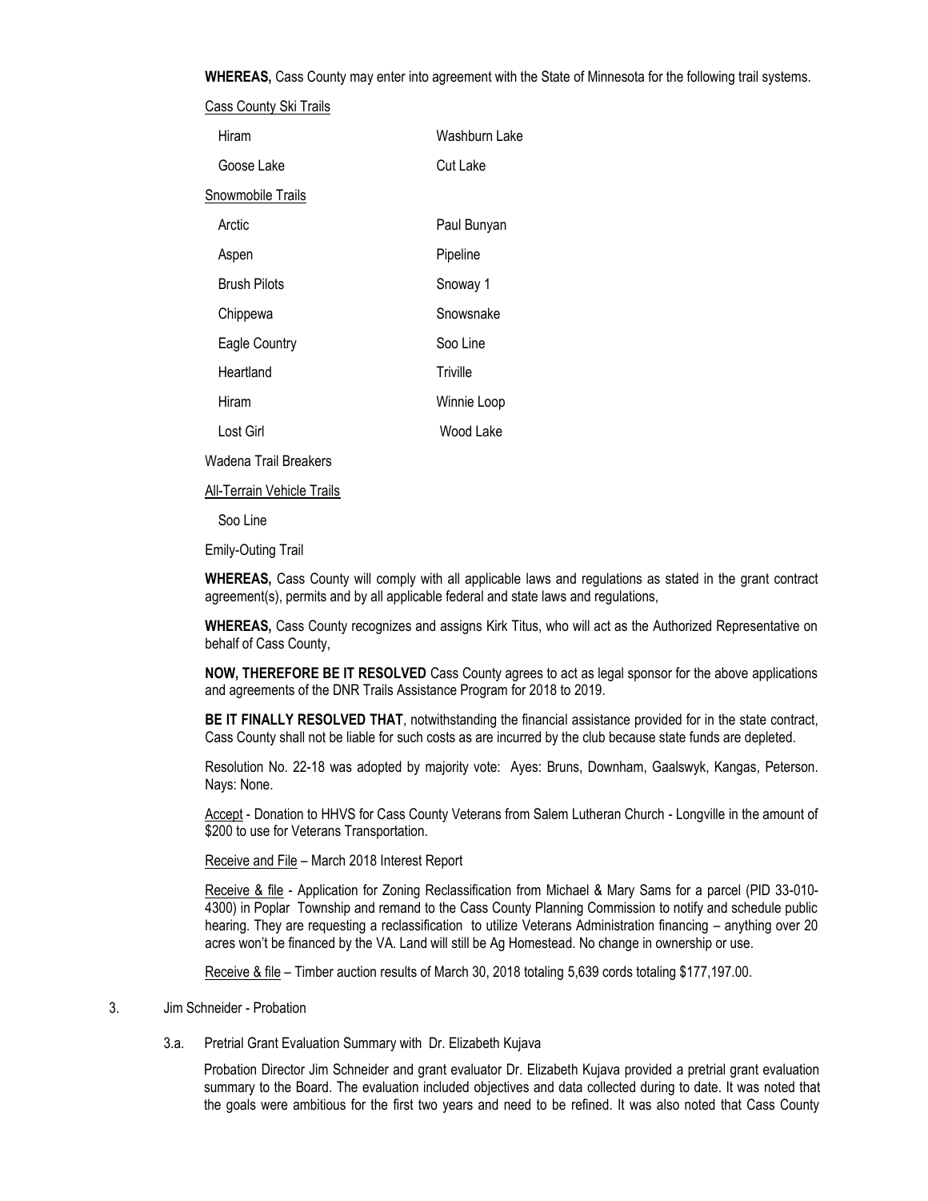**WHEREAS,** Cass County may enter into agreement with the State of Minnesota for the following trail systems.

Cass County Ski Trails

| | |
|---|---|
| Hiram | Washburn Lake |
| Goose Lake | Cut Lake |

Snowmobile Trails

| | |
|---|---|
| Arctic | Paul Bunyan |
| Aspen | Pipeline |
| Brush Pilots | Snoway 1 |
| Chippewa | Snowsnake |
| Eagle Country | Soo Line |
| Heartland | Triville |
| Hiram | Winnie Loop |
| Lost Girl | Wood Lake |

Wadena Trail Breakers

All-Terrain Vehicle Trails

Soo Line

Emily-Outing Trail

**WHEREAS,** Cass County will comply with all applicable laws and regulations as stated in the grant contract agreement(s), permits and by all applicable federal and state laws and regulations,

**WHEREAS,** Cass County recognizes and assigns Kirk Titus, who will act as the Authorized Representative on behalf of Cass County,

**NOW, THEREFORE BE IT RESOLVED** Cass County agrees to act as legal sponsor for the above applications and agreements of the DNR Trails Assistance Program for 2018 to 2019.

**BE IT FINALLY RESOLVED THAT**, notwithstanding the financial assistance provided for in the state contract, Cass County shall not be liable for such costs as are incurred by the club because state funds are depleted.

Resolution No. 22-18 was adopted by majority vote: Ayes: Bruns, Downham, Gaalswyk, Kangas, Peterson. Nays: None.

Accept - Donation to HHVS for Cass County Veterans from Salem Lutheran Church - Longville in the amount of $200 to use for Veterans Transportation.

Receive and File – March 2018 Interest Report

Receive & file - Application for Zoning Reclassification from Michael & Mary Sams for a parcel (PID 33-010-4300) in Poplar Township and remand to the Cass County Planning Commission to notify and schedule public hearing. They are requesting a reclassification to utilize Veterans Administration financing – anything over 20 acres won't be financed by the VA. Land will still be Ag Homestead. No change in ownership or use.

Receive & file – Timber auction results of March 30, 2018 totaling 5,639 cords totaling $177,197.00.

3. Jim Schneider - Probation

3.a. Pretrial Grant Evaluation Summary with Dr. Elizabeth Kujava

Probation Director Jim Schneider and grant evaluator Dr. Elizabeth Kujava provided a pretrial grant evaluation summary to the Board. The evaluation included objectives and data collected during to date. It was noted that the goals were ambitious for the first two years and need to be refined. It was also noted that Cass County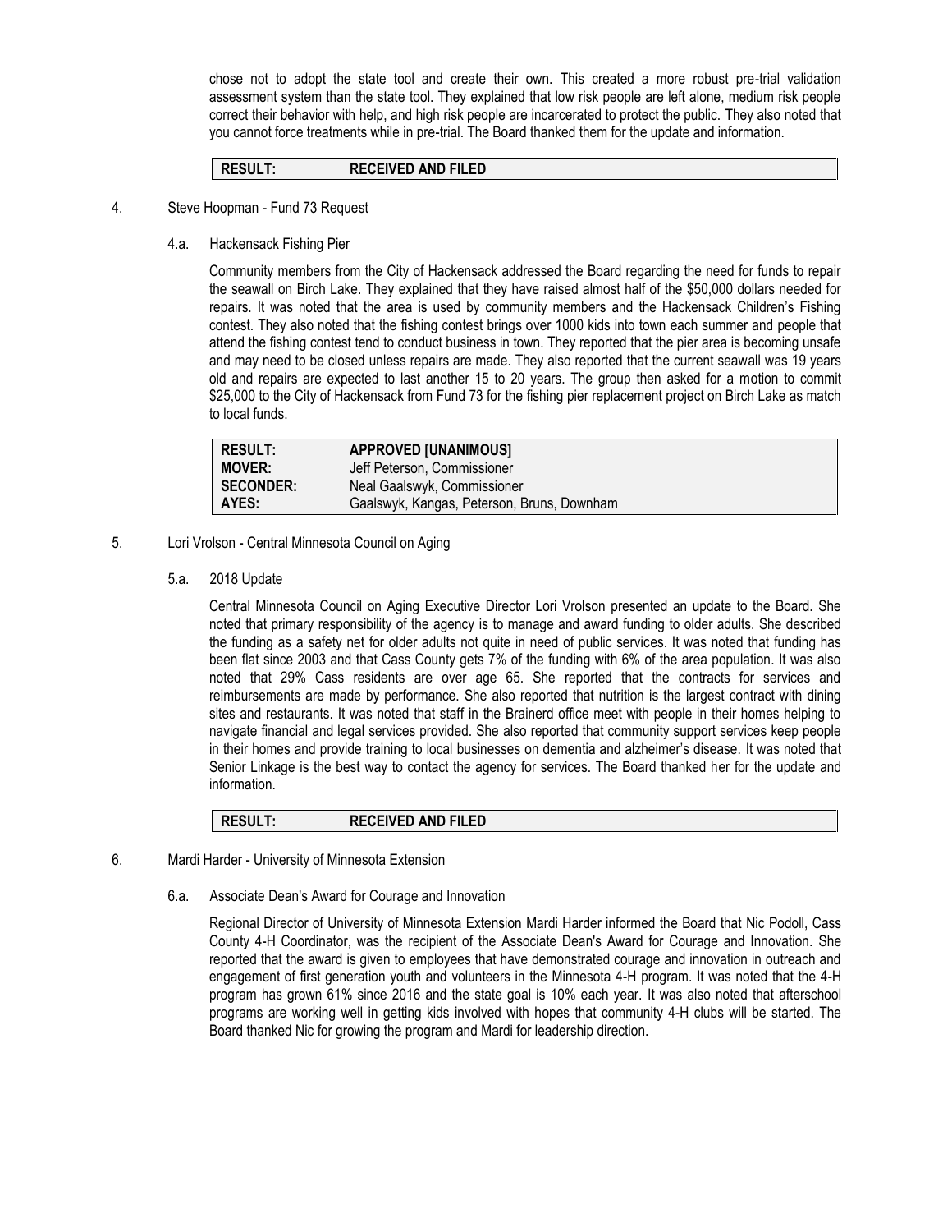chose not to adopt the state tool and create their own. This created a more robust pre-trial validation assessment system than the state tool. They explained that low risk people are left alone, medium risk people correct their behavior with help, and high risk people are incarcerated to protect the public. They also noted that you cannot force treatments while in pre-trial. The Board thanked them for the update and information.

| **RESULT:** | **RECEIVED AND FILED** |
|---|---|

4. Steve Hoopman - Fund 73 Request

4.a. Hackensack Fishing Pier

Community members from the City of Hackensack addressed the Board regarding the need for funds to repair the seawall on Birch Lake. They explained that they have raised almost half of the $50,000 dollars needed for repairs. It was noted that the area is used by community members and the Hackensack Children's Fishing contest. They also noted that the fishing contest brings over 1000 kids into town each summer and people that attend the fishing contest tend to conduct business in town. They reported that the pier area is becoming unsafe and may need to be closed unless repairs are made. They also reported that the current seawall was 19 years old and repairs are expected to last another 15 to 20 years. The group then asked for a motion to commit $25,000 to the City of Hackensack from Fund 73 for the fishing pier replacement project on Birch Lake as match to local funds.

| **RESULT:** | **APPROVED [UNANIMOUS]** |
|---|---|
| **MOVER:** | Jeff Peterson, Commissioner |
| **SECONDER:** | Neal Gaalswyk, Commissioner |
| **AYES:** | Gaalswyk, Kangas, Peterson, Bruns, Downham |

5. Lori Vrolson - Central Minnesota Council on Aging

5.a. 2018 Update

Central Minnesota Council on Aging Executive Director Lori Vrolson presented an update to the Board. She noted that primary responsibility of the agency is to manage and award funding to older adults. She described the funding as a safety net for older adults not quite in need of public services. It was noted that funding has been flat since 2003 and that Cass County gets 7% of the funding with 6% of the area population. It was also noted that 29% Cass residents are over age 65. She reported that the contracts for services and reimbursements are made by performance. She also reported that nutrition is the largest contract with dining sites and restaurants. It was noted that staff in the Brainerd office meet with people in their homes helping to navigate financial and legal services provided. She also reported that community support services keep people in their homes and provide training to local businesses on dementia and alzheimer's disease. It was noted that Senior Linkage is the best way to contact the agency for services. The Board thanked her for the update and information.

| **RESULT:** | **RECEIVED AND FILED** |
|---|---|

6. Mardi Harder - University of Minnesota Extension

6.a. Associate Dean's Award for Courage and Innovation

Regional Director of University of Minnesota Extension Mardi Harder informed the Board that Nic Podoll, Cass County 4-H Coordinator, was the recipient of the Associate Dean's Award for Courage and Innovation. She reported that the award is given to employees that have demonstrated courage and innovation in outreach and engagement of first generation youth and volunteers in the Minnesota 4-H program. It was noted that the 4-H program has grown 61% since 2016 and the state goal is 10% each year. It was also noted that afterschool programs are working well in getting kids involved with hopes that community 4-H clubs will be started. The Board thanked Nic for growing the program and Mardi for leadership direction.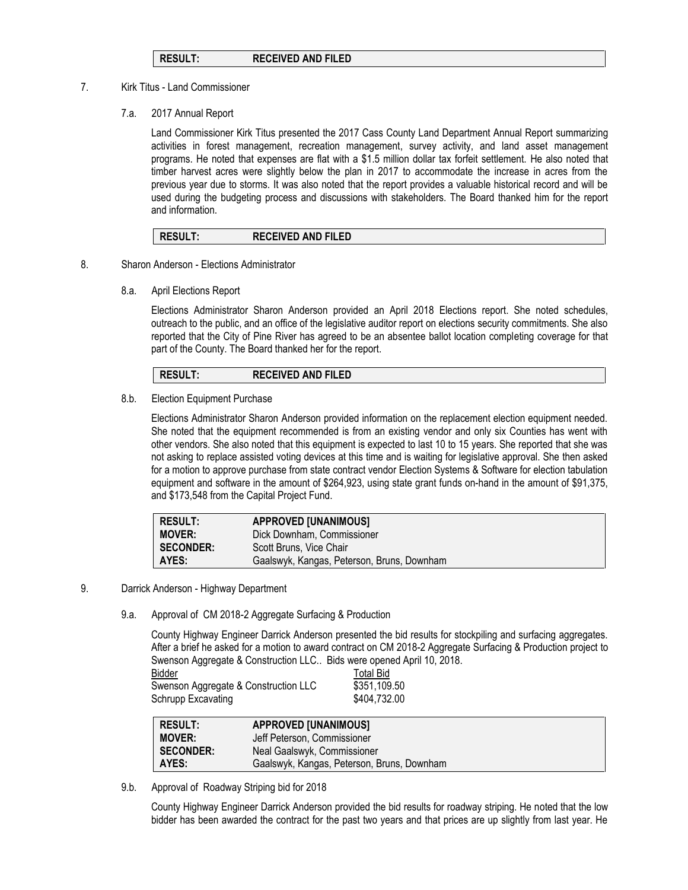| RESULT: | RECEIVED AND FILED |
|---|---|

7. Kirk Titus - Land Commissioner

   7.a. 2017 Annual Report

   Land Commissioner Kirk Titus presented the 2017 Cass County Land Department Annual Report summarizing activities in forest management, recreation management, survey activity, and land asset management programs. He noted that expenses are flat with a $1.5 million dollar tax forfeit settlement. He also noted that timber harvest acres were slightly below the plan in 2017 to accommodate the increase in acres from the previous year due to storms. It was also noted that the report provides a valuable historical record and will be used during the budgeting process and discussions with stakeholders. The Board thanked him for the report and information.

| RESULT: | RECEIVED AND FILED |
|---|---|

8. Sharon Anderson - Elections Administrator

   8.a. April Elections Report

   Elections Administrator Sharon Anderson provided an April 2018 Elections report. She noted schedules, outreach to the public, and an office of the legislative auditor report on elections security commitments. She also reported that the City of Pine River has agreed to be an absentee ballot location completing coverage for that part of the County. The Board thanked her for the report.

| RESULT: | RECEIVED AND FILED |
|---|---|

   8.b. Election Equipment Purchase

   Elections Administrator Sharon Anderson provided information on the replacement election equipment needed. She noted that the equipment recommended is from an existing vendor and only six Counties has went with other vendors. She also noted that this equipment is expected to last 10 to 15 years. She reported that she was not asking to replace assisted voting devices at this time and is waiting for legislative approval. She then asked for a motion to approve purchase from state contract vendor Election Systems & Software for election tabulation equipment and software in the amount of $264,923, using state grant funds on-hand in the amount of $91,375, and $173,548 from the Capital Project Fund.

| RESULT: | APPROVED [UNANIMOUS] |
|---|---|
| MOVER: | Dick Downham, Commissioner |
| SECONDER: | Scott Bruns, Vice Chair |
| AYES: | Gaalswyk, Kangas, Peterson, Bruns, Downham |

9. Darrick Anderson - Highway Department

   9.a. Approval of CM 2018-2 Aggregate Surfacing & Production

   County Highway Engineer Darrick Anderson presented the bid results for stockpiling and surfacing aggregates. After a brief he asked for a motion to award contract on CM 2018-2 Aggregate Surfacing & Production project to Swenson Aggregate & Construction LLC.. Bids were opened April 10, 2018.

| Bidder | Total Bid |
|---|---|
| Swenson Aggregate & Construction LLC | $351,109.50 |
| Schrupp Excavating | $404,732.00 |

| RESULT: | APPROVED [UNANIMOUS] |
|---|---|
| MOVER: | Jeff Peterson, Commissioner |
| SECONDER: | Neal Gaalswyk, Commissioner |
| AYES: | Gaalswyk, Kangas, Peterson, Bruns, Downham |

   9.b. Approval of Roadway Striping bid for 2018

   County Highway Engineer Darrick Anderson provided the bid results for roadway striping. He noted that the low bidder has been awarded the contract for the past two years and that prices are up slightly from last year. He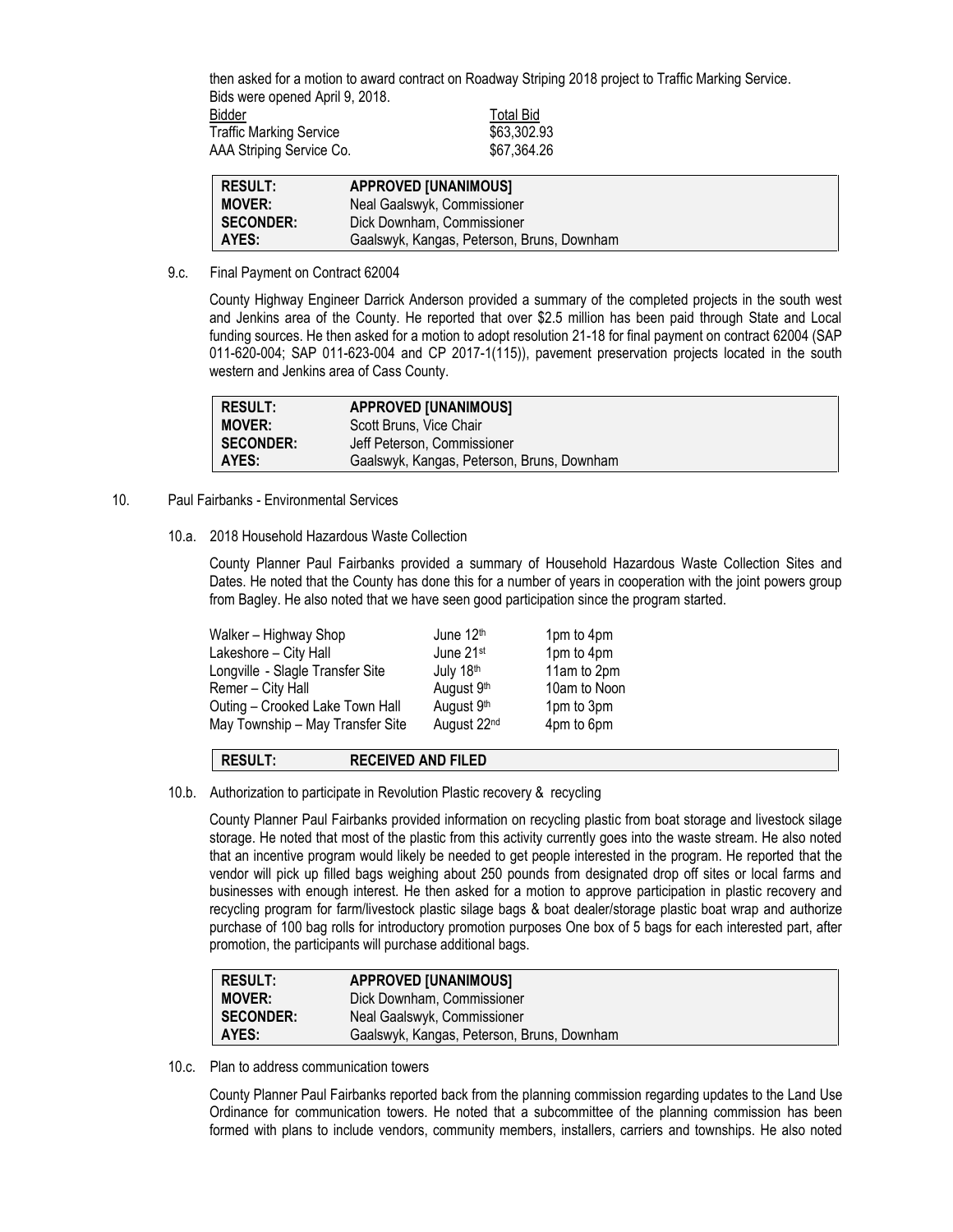then asked for a motion to award contract on Roadway Striping 2018 project to Traffic Marking Service. Bids were opened April 9, 2018.

| Bidder | Total Bid |
|---|---|
| Traffic Marking Service | $63,302.93 |
| AAA Striping Service Co. | $67,364.26 |

| | |
|---|---|
| **RESULT:** | **APPROVED [UNANIMOUS]** |
| **MOVER:** | Neal Gaalswyk, Commissioner |
| **SECONDER:** | Dick Downham, Commissioner |
| **AYES:** | Gaalswyk, Kangas, Peterson, Bruns, Downham |

9.c. Final Payment on Contract 62004

County Highway Engineer Darrick Anderson provided a summary of the completed projects in the south west and Jenkins area of the County. He reported that over $2.5 million has been paid through State and Local funding sources. He then asked for a motion to adopt resolution 21-18 for final payment on contract 62004 (SAP 011-620-004; SAP 011-623-004 and CP 2017-1(115)), pavement preservation projects located in the south western and Jenkins area of Cass County.

| | |
|---|---|
| **RESULT:** | **APPROVED [UNANIMOUS]** |
| **MOVER:** | Scott Bruns, Vice Chair |
| **SECONDER:** | Jeff Peterson, Commissioner |
| **AYES:** | Gaalswyk, Kangas, Peterson, Bruns, Downham |

10. Paul Fairbanks - Environmental Services

10.a. 2018 Household Hazardous Waste Collection

County Planner Paul Fairbanks provided a summary of Household Hazardous Waste Collection Sites and Dates. He noted that the County has done this for a number of years in cooperation with the joint powers group from Bagley. He also noted that we have seen good participation since the program started.

| | | |
|---|---|---|
| Walker – Highway Shop | June 12th | 1pm to 4pm |
| Lakeshore – City Hall | June 21st | 1pm to 4pm |
| Longville - Slagle Transfer Site | July 18th | 11am to 2pm |
| Remer – City Hall | August 9th | 10am to Noon |
| Outing – Crooked Lake Town Hall | August 9th | 1pm to 3pm |
| May Township – May Transfer Site | August 22nd | 4pm to 6pm |

| | |
|---|---|
| **RESULT:** | **RECEIVED AND FILED** |

10.b. Authorization to participate in Revolution Plastic recovery & recycling

County Planner Paul Fairbanks provided information on recycling plastic from boat storage and livestock silage storage. He noted that most of the plastic from this activity currently goes into the waste stream. He also noted that an incentive program would likely be needed to get people interested in the program. He reported that the vendor will pick up filled bags weighing about 250 pounds from designated drop off sites or local farms and businesses with enough interest. He then asked for a motion to approve participation in plastic recovery and recycling program for farm/livestock plastic silage bags & boat dealer/storage plastic boat wrap and authorize purchase of 100 bag rolls for introductory promotion purposes One box of 5 bags for each interested part, after promotion, the participants will purchase additional bags.

| | |
|---|---|
| **RESULT:** | **APPROVED [UNANIMOUS]** |
| **MOVER:** | Dick Downham, Commissioner |
| **SECONDER:** | Neal Gaalswyk, Commissioner |
| **AYES:** | Gaalswyk, Kangas, Peterson, Bruns, Downham |

10.c. Plan to address communication towers

County Planner Paul Fairbanks reported back from the planning commission regarding updates to the Land Use Ordinance for communication towers. He noted that a subcommittee of the planning commission has been formed with plans to include vendors, community members, installers, carriers and townships. He also noted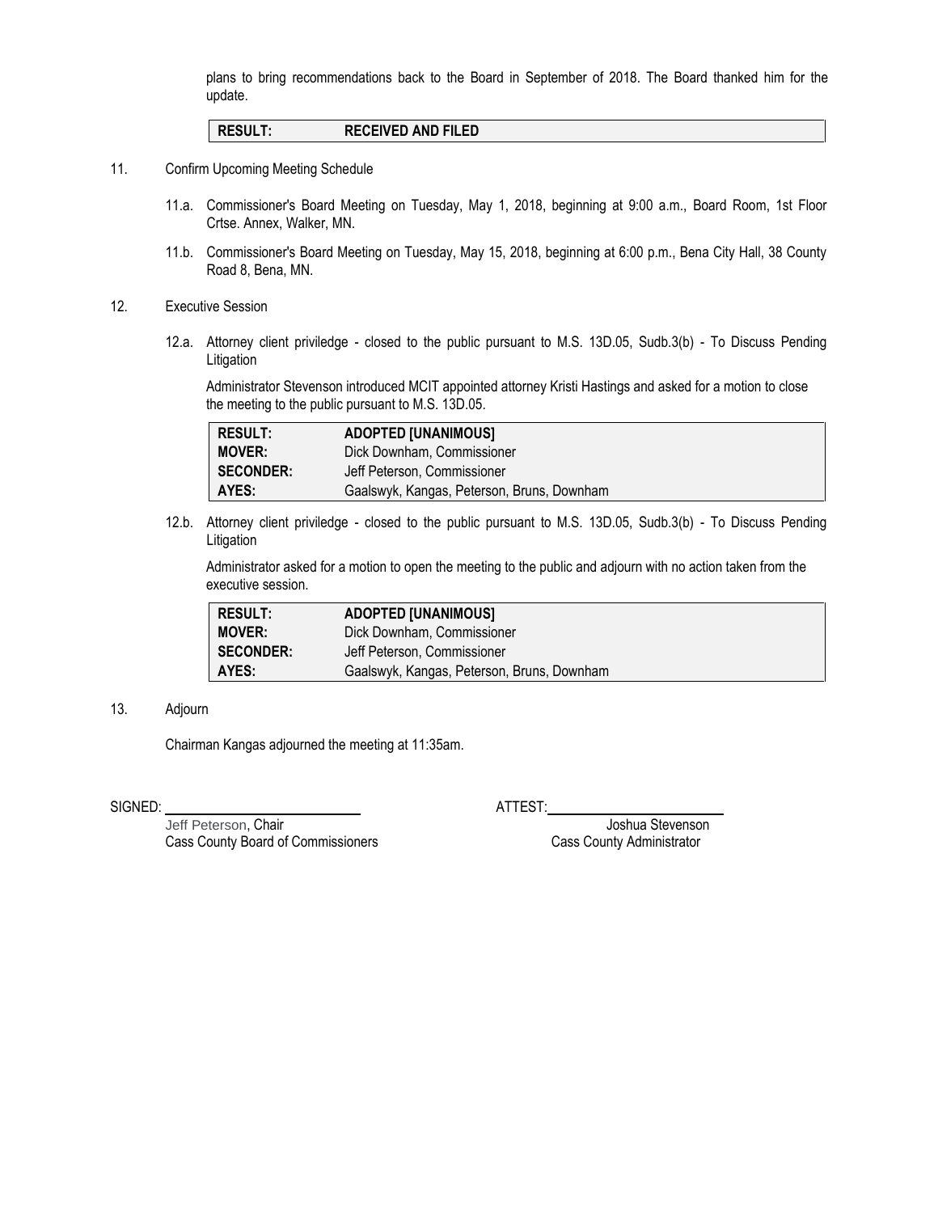plans to bring recommendations back to the Board in September of 2018. The Board thanked him for the update.

| | |
|---|---|
| **RESULT:** | **RECEIVED AND FILED** |

11. Confirm Upcoming Meeting Schedule

    11.a. Commissioner's Board Meeting on Tuesday, May 1, 2018, beginning at 9:00 a.m., Board Room, 1st Floor Crtse. Annex, Walker, MN.

    11.b. Commissioner's Board Meeting on Tuesday, May 15, 2018, beginning at 6:00 p.m., Bena City Hall, 38 County Road 8, Bena, MN.

12. Executive Session

    12.a. Attorney client priviledge - closed to the public pursuant to M.S. 13D.05, Sudb.3(b) - To Discuss Pending Litigation

    Administrator Stevenson introduced MCIT appointed attorney Kristi Hastings and asked for a motion to close the meeting to the public pursuant to M.S. 13D.05.

| | |
|---|---|
| **RESULT:** | **ADOPTED [UNANIMOUS]** |
| **MOVER:** | Dick Downham, Commissioner |
| **SECONDER:** | Jeff Peterson, Commissioner |
| **AYES:** | Gaalswyk, Kangas, Peterson, Bruns, Downham |

    12.b. Attorney client priviledge - closed to the public pursuant to M.S. 13D.05, Sudb.3(b) - To Discuss Pending Litigation

    Administrator asked for a motion to open the meeting to the public and adjourn with no action taken from the executive session.

| | |
|---|---|
| **RESULT:** | **ADOPTED [UNANIMOUS]** |
| **MOVER:** | Dick Downham, Commissioner |
| **SECONDER:** | Jeff Peterson, Commissioner |
| **AYES:** | Gaalswyk, Kangas, Peterson, Bruns, Downham |

13. Adjourn

    Chairman Kangas adjourned the meeting at 11:35am.

SIGNED: ______________________________
Jeff Peterson, Chair
Cass County Board of Commissioners

ATTEST: ______________________________
Joshua Stevenson
Cass County Administrator